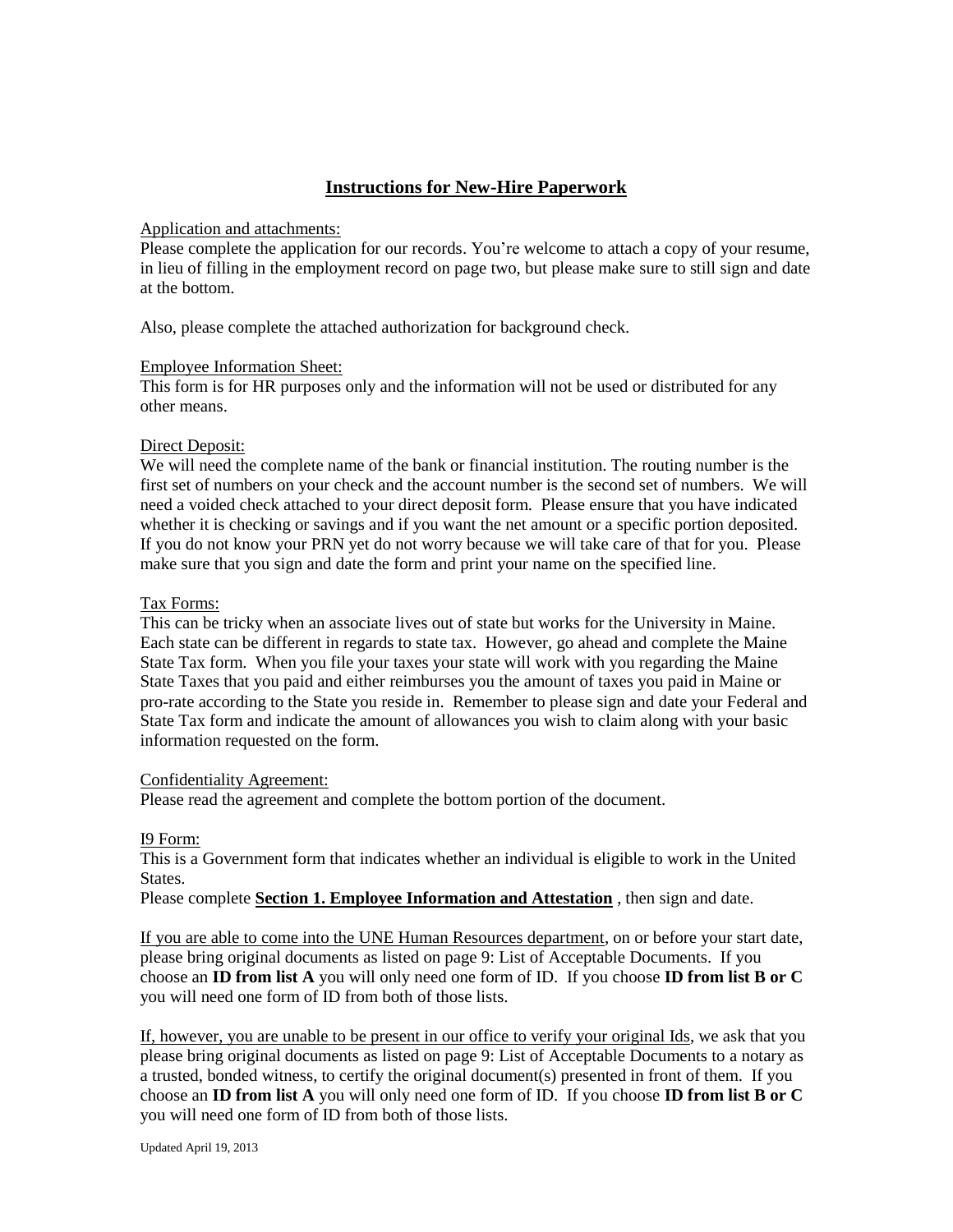# Instructions for New-Hire Paperwork

Application and attachments:
Please complete the application for our records. You're welcome to attach a copy of your resume, in lieu of filling in the employment record on page two, but please make sure to still sign and date at the bottom.

Also, please complete the attached authorization for background check.

Employee Information Sheet:
This form is for HR purposes only and the information will not be used or distributed for any other means.

Direct Deposit:
We will need the complete name of the bank or financial institution. The routing number is the first set of numbers on your check and the account number is the second set of numbers. We will need a voided check attached to your direct deposit form. Please ensure that you have indicated whether it is checking or savings and if you want the net amount or a specific portion deposited. If you do not know your PRN yet do not worry because we will take care of that for you. Please make sure that you sign and date the form and print your name on the specified line.

Tax Forms:
This can be tricky when an associate lives out of state but works for the University in Maine. Each state can be different in regards to state tax. However, go ahead and complete the Maine State Tax form. When you file your taxes your state will work with you regarding the Maine State Taxes that you paid and either reimburses you the amount of taxes you paid in Maine or pro-rate according to the State you reside in. Remember to please sign and date your Federal and State Tax form and indicate the amount of allowances you wish to claim along with your basic information requested on the form.

Confidentiality Agreement:
Please read the agreement and complete the bottom portion of the document.

I9 Form:
This is a Government form that indicates whether an individual is eligible to work in the United States.
Please complete **Section 1. Employee Information and Attestation** , then sign and date.

If you are able to come into the UNE Human Resources department, on or before your start date, please bring original documents as listed on page 9: List of Acceptable Documents. If you choose an **ID from list A** you will only need one form of ID. If you choose **ID from list B or C** you will need one form of ID from both of those lists.

If, however, you are unable to be present in our office to verify your original Ids, we ask that you please bring original documents as listed on page 9: List of Acceptable Documents to a notary as a trusted, bonded witness, to certify the original document(s) presented in front of them. If you choose an **ID from list A** you will only need one form of ID. If you choose **ID from list B or C** you will need one form of ID from both of those lists.

Updated April 19, 2013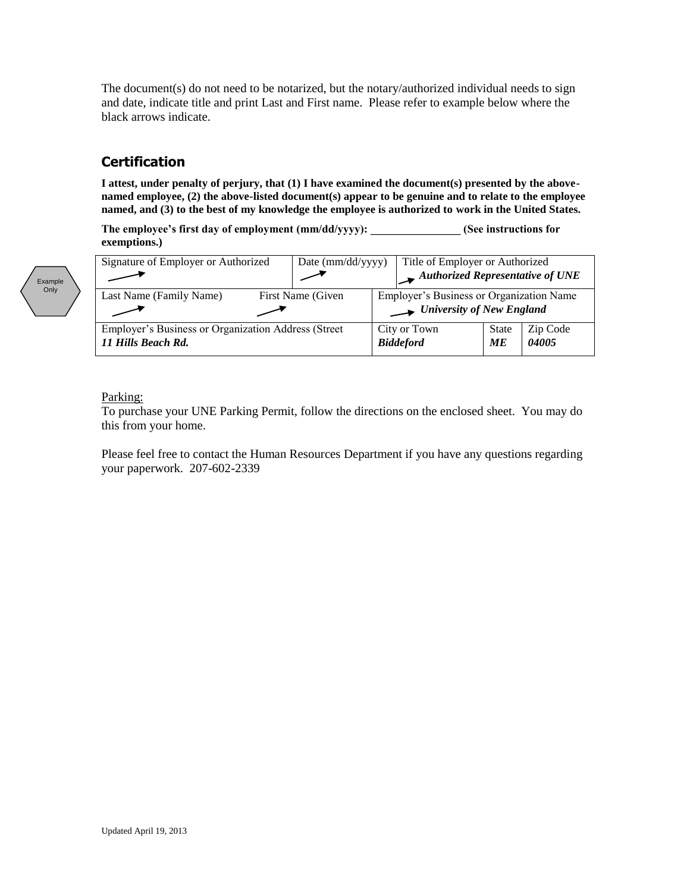The document(s) do not need to be notarized, but the notary/authorized individual needs to sign and date, indicate title and print Last and First name. Please refer to example below where the black arrows indicate.

## Certification

**I attest, under penalty of perjury, that (1) I have examined the document(s) presented by the above-named employee, (2) the above-listed document(s) appear to be genuine and to relate to the employee named, and (3) to the best of my knowledge the employee is authorized to work in the United States.**

**The employee's first day of employment (mm/dd/yyyy): ________________ (See instructions for exemptions.)**

Example Only

| | | | | |
|---|---|---|---|---|
| Signature of Employer or Authorized | Date (mm/dd/yyyy) | Title of Employer or Authorized<br>***Authorized Representative of UNE*** | | |
| Last Name (Family Name) | First Name (Given | Employer's Business or Organization Name<br>***University of New England*** | | |
| Employer's Business or Organization Address (Street<br>***11 Hills Beach Rd.*** | | City or Town<br>***Biddeford*** | State<br>***ME*** | Zip Code<br>***04005*** |

Parking:
To purchase your UNE Parking Permit, follow the directions on the enclosed sheet. You may do this from your home.

Please feel free to contact the Human Resources Department if you have any questions regarding your paperwork. 207-602-2339

Updated April 19, 2013